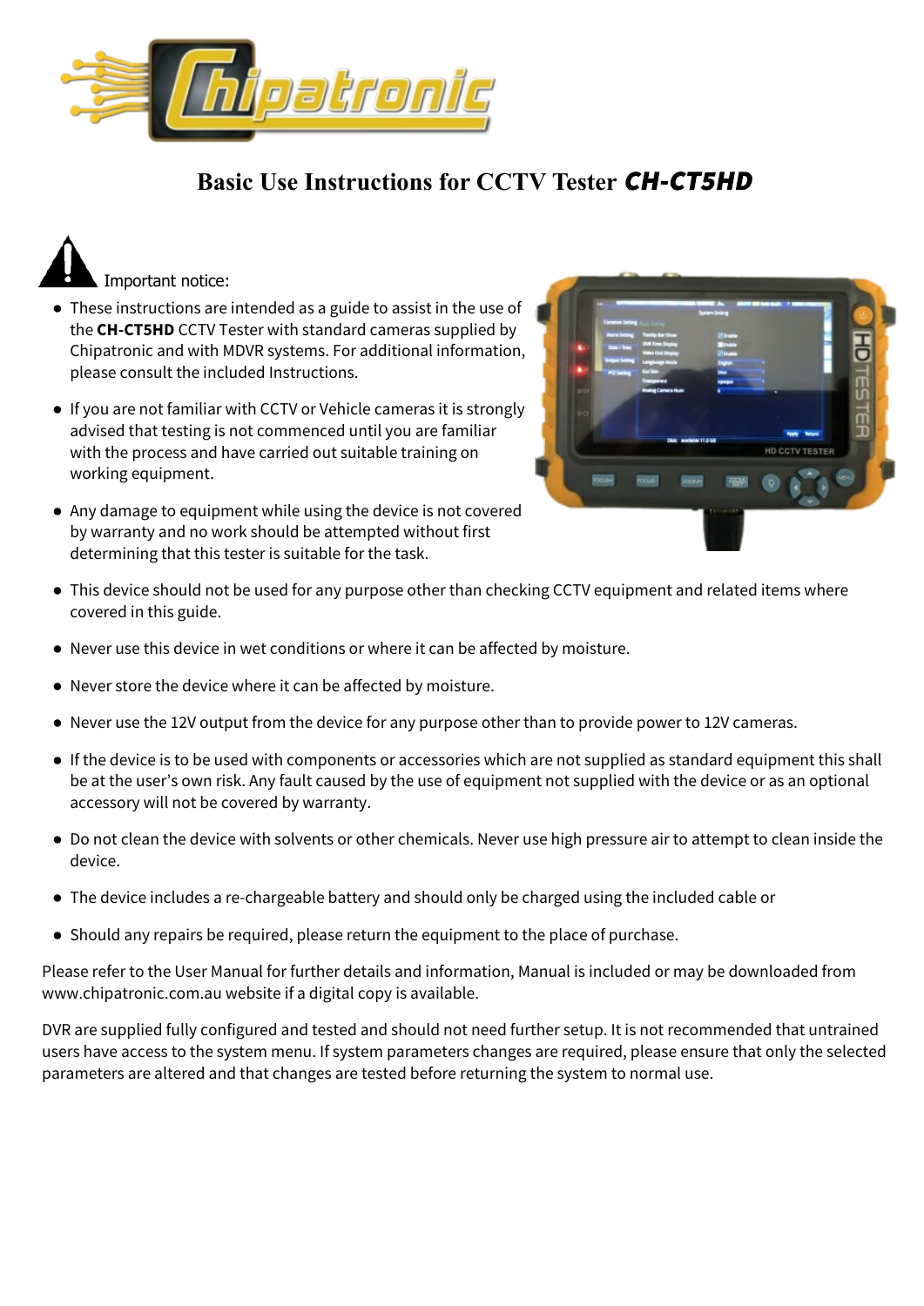# Basic Use Instructions for CCTV Tester ***CH-CT5HD***

Important notice:

- These instructions are intended as a guide to assist in the use of the **CH-CT5HD** CCTV Tester with standard cameras supplied by Chipatronic and with MDVR systems. For additional information, please consult the included Instructions.
- If you are not familiar with CCTV or Vehicle cameras it is strongly advised that testing is not commenced until you are familiar with the process and have carried out suitable training on working equipment.
- Any damage to equipment while using the device is not covered by warranty and no work should be attempted without first determining that this tester is suitable for the task.
- This device should not be used for any purpose other than checking CCTV equipment and related items where covered in this guide.
- Never use this device in wet conditions or where it can be affected by moisture.
- Never store the device where it can be affected by moisture.
- Never use the 12V output from the device for any purpose other than to provide power to 12V cameras.
- If the device is to be used with components or accessories which are not supplied as standard equipment this shall be at the user's own risk. Any fault caused by the use of equipment not supplied with the device or as an optional accessory will not be covered by warranty.
- Do not clean the device with solvents or other chemicals. Never use high pressure air to attempt to clean inside the device.
- The device includes a re-chargeable battery and should only be charged using the included cable or
- Should any repairs be required, please return the equipment to the place of purchase.

Please refer to the User Manual for further details and information, Manual is included or may be downloaded from www.chipatronic.com.au website if a digital copy is available.

DVR are supplied fully configured and tested and should not need further setup. It is not recommended that untrained users have access to the system menu. If system parameters changes are required, please ensure that only the selected parameters are altered and that changes are tested before returning the system to normal use.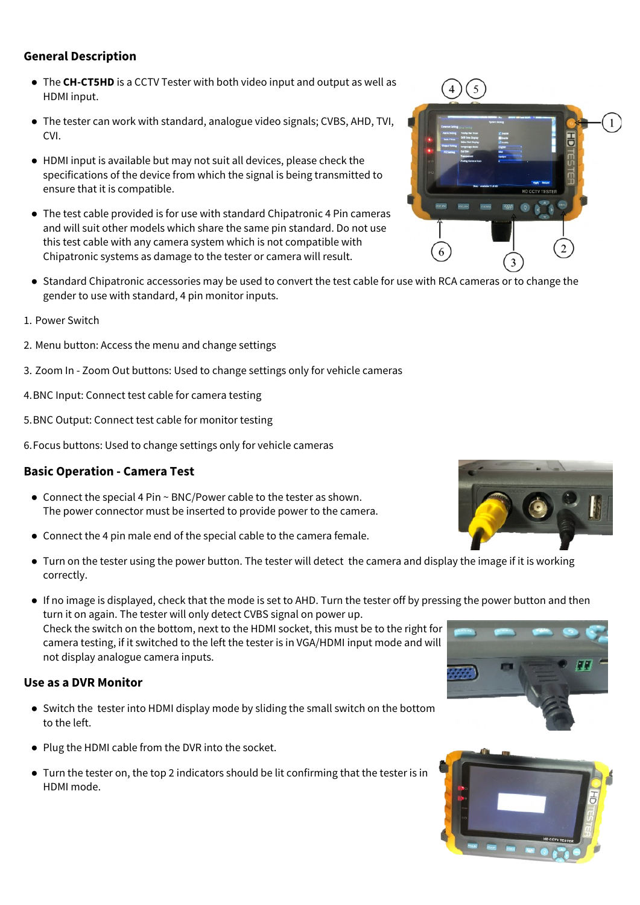## General Description

- The **CH-CT5HD** is a CCTV Tester with both video input and output as well as HDMI input.
- The tester can work with standard, analogue video signals; CVBS, AHD, TVI, CVI.
- HDMI input is available but may not suit all devices, please check the specifications of the device from which the signal is being transmitted to ensure that it is compatible.
- The test cable provided is for use with standard Chipatronic 4 Pin cameras and will suit other models which share the same pin standard. Do not use this test cable with any camera system which is not compatible with Chipatronic systems as damage to the tester or camera will result.
- Standard Chipatronic accessories may be used to convert the test cable for use with RCA cameras or to change the gender to use with standard, 4 pin monitor inputs.

1. Power Switch
2. Menu button: Access the menu and change settings
3. Zoom In - Zoom Out buttons: Used to change settings only for vehicle cameras
4. BNC Input: Connect test cable for camera testing
5. BNC Output: Connect test cable for monitor testing
6. Focus buttons: Used to change settings only for vehicle cameras

## Basic Operation - Camera Test

- Connect the special 4 Pin ~ BNC/Power cable to the tester as shown.
  The power connector must be inserted to provide power to the camera.
- Connect the 4 pin male end of the special cable to the camera female.
- Turn on the tester using the power button. The tester will detect the camera and display the image if it is working correctly.
- If no image is displayed, check that the mode is set to AHD. Turn the tester off by pressing the power button and then turn it on again. The tester will only detect CVBS signal on power up.
  Check the switch on the bottom, next to the HDMI socket, this must be to the right for camera testing, if it switched to the left the tester is in VGA/HDMI input mode and will not display analogue camera inputs.

## Use as a DVR Monitor

- Switch the tester into HDMI display mode by sliding the small switch on the bottom to the left.
- Plug the HDMI cable from the DVR into the socket.
- Turn the tester on, the top 2 indicators should be lit confirming that the tester is in HDMI mode.